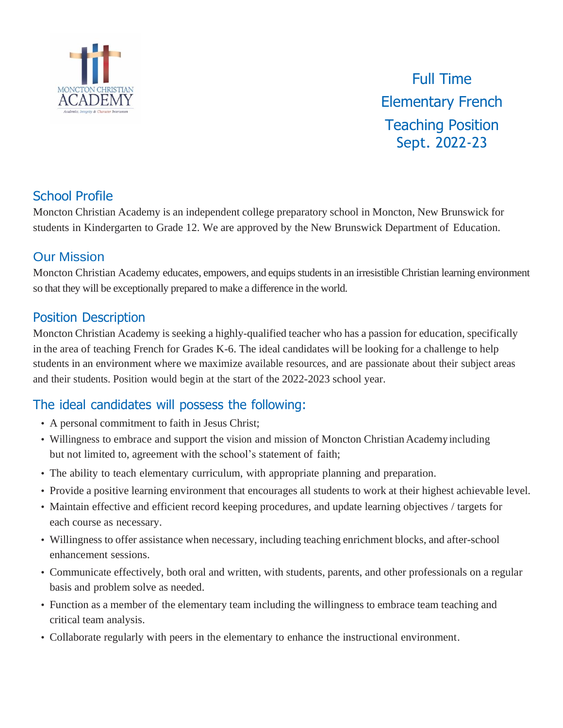MONCTON CHRISTIAN ACADEMY

*Academics, Integrity & Character Interwoven*

# Full Time Elementary French Teaching Position Sept. 2022-23

## School Profile

Moncton Christian Academy is an independent college preparatory school in Moncton, New Brunswick for students in Kindergarten to Grade 12. We are approved by the New Brunswick Department of Education.

## Our Mission

Moncton Christian Academy educates, empowers, and equips students in an irresistible Christian learning environment so that they will be exceptionally prepared to make a difference in the world.

## Position Description

Moncton Christian Academy is seeking a highly-qualified teacher who has a passion for education, specifically in the area of teaching French for Grades K-6. The ideal candidates will be looking for a challenge to help students in an environment where we maximize available resources, and are passionate about their subject areas and their students. Position would begin at the start of the 2022-2023 school year.

## The ideal candidates will possess the following:

- A personal commitment to faith in Jesus Christ;
- Willingness to embrace and support the vision and mission of Moncton Christian Academy including but not limited to, agreement with the school's statement of faith;
- The ability to teach elementary curriculum, with appropriate planning and preparation.
- Provide a positive learning environment that encourages all students to work at their highest achievable level.
- Maintain effective and efficient record keeping procedures, and update learning objectives / targets for each course as necessary.
- Willingness to offer assistance when necessary, including teaching enrichment blocks, and after-school enhancement sessions.
- Communicate effectively, both oral and written, with students, parents, and other professionals on a regular basis and problem solve as needed.
- Function as a member of the elementary team including the willingness to embrace team teaching and critical team analysis.
- Collaborate regularly with peers in the elementary to enhance the instructional environment.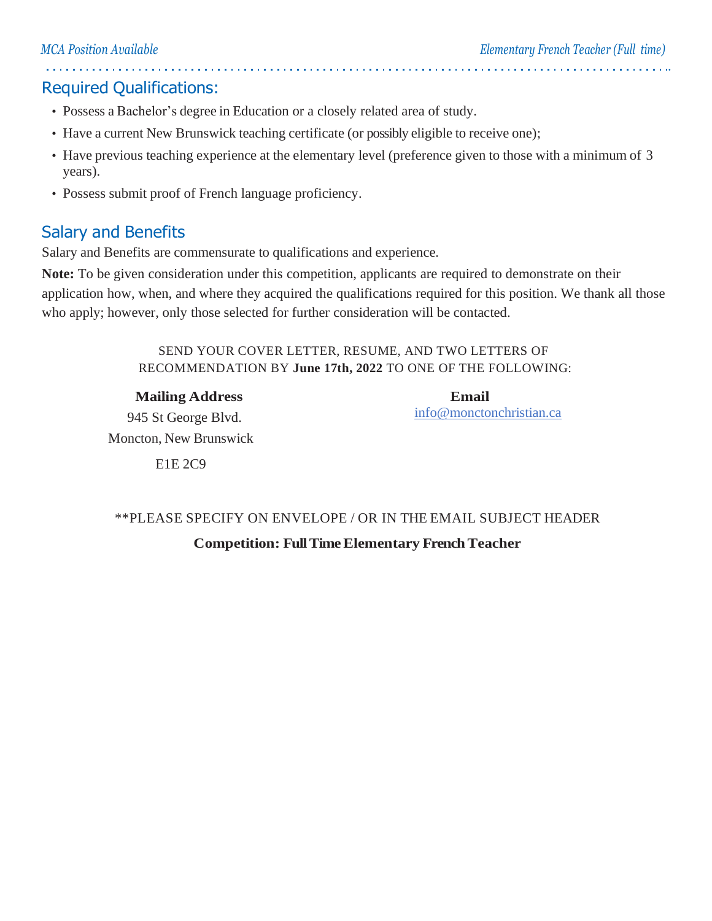## Required Qualifications:

- Possess a Bachelor's degree in Education or a closely related area of study.
- Have a current New Brunswick teaching certificate (or possibly eligible to receive one);
- Have previous teaching experience at the elementary level (preference given to those with a minimum of 3 years).
- Possess submit proof of French language proficiency.

## Salary and Benefits

Salary and Benefits are commensurate to qualifications and experience.

**Note:** To be given consideration under this competition, applicants are required to demonstrate on their application how, when, and where they acquired the qualifications required for this position. We thank all those who apply; however, only those selected for further consideration will be contacted.

SEND YOUR COVER LETTER, RESUME, AND TWO LETTERS OF RECOMMENDATION BY **June 17th, 2022** TO ONE OF THE FOLLOWING:

**Mailing Address**

945 St George Blvd.

Moncton, New Brunswick

E1E 2C9

**Email**

info@monctonchristian.ca

**PLEASE SPECIFY ON ENVELOPE / OR IN THE EMAIL SUBJECT HEADER

**Competition: Full Time Elementary French Teacher**